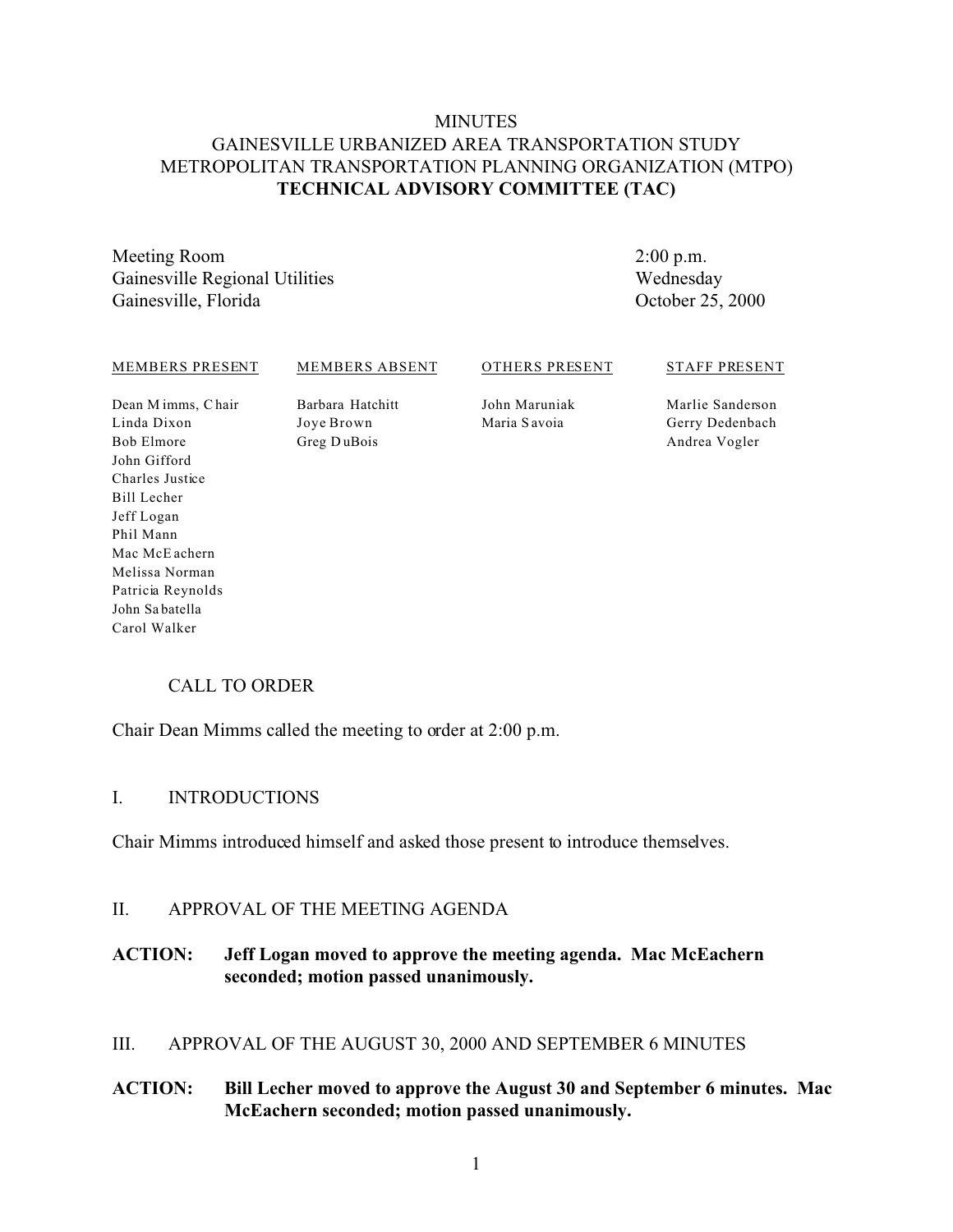# MINUTES

## GAINESVILLE URBANIZED AREA TRANSPORTATION STUDY
## METROPOLITAN TRANSPORTATION PLANNING ORGANIZATION (MTPO)
## TECHNICAL ADVISORY COMMITTEE (TAC)

Meeting Room
Gainesville Regional Utilities
Gainesville, Florida

2:00 p.m.
Wednesday
October 25, 2000

| MEMBERS PRESENT | MEMBERS ABSENT | OTHERS PRESENT | STAFF PRESENT |
|---|---|---|---|
| Dean Mimms, Chair | Barbara Hatchitt | John Maruniak | Marlie Sanderson |
| Linda Dixon | Joye Brown | Maria Savoia | Gerry Dedenbach |
| Bob Elmore | Greg DuBois | | Andrea Vogler |
| John Gifford | | | |
| Charles Justice | | | |
| Bill Lecher | | | |
| Jeff Logan | | | |
| Phil Mann | | | |
| Mac McEachern | | | |
| Melissa Norman | | | |
| Patricia Reynolds | | | |
| John Sabatella | | | |
| Carol Walker | | | |

CALL TO ORDER

Chair Dean Mimms called the meeting to order at 2:00 p.m.

I. INTRODUCTIONS

Chair Mimms introduced himself and asked those present to introduce themselves.

II. APPROVAL OF THE MEETING AGENDA

**ACTION: Jeff Logan moved to approve the meeting agenda. Mac McEachern seconded; motion passed unanimously.**

III. APPROVAL OF THE AUGUST 30, 2000 AND SEPTEMBER 6 MINUTES

**ACTION: Bill Lecher moved to approve the August 30 and September 6 minutes. Mac McEachern seconded; motion passed unanimously.**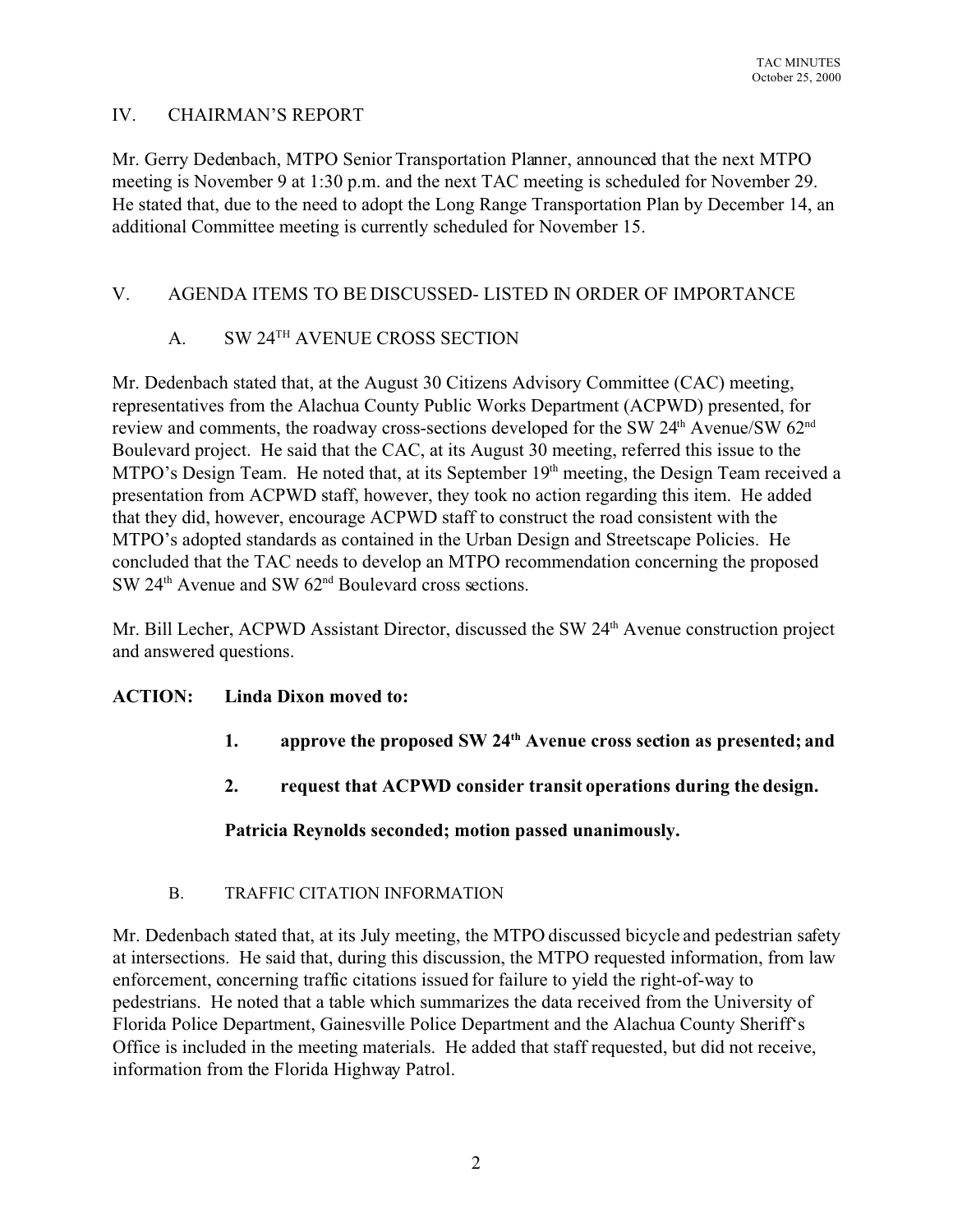## IV. CHAIRMAN'S REPORT

Mr. Gerry Dedenbach, MTPO Senior Transportation Planner, announced that the next MTPO meeting is November 9 at 1:30 p.m. and the next TAC meeting is scheduled for November 29. He stated that, due to the need to adopt the Long Range Transportation Plan by December 14, an additional Committee meeting is currently scheduled for November 15.

## V. AGENDA ITEMS TO BE DISCUSSED- LISTED IN ORDER OF IMPORTANCE

### A. SW 24TH AVENUE CROSS SECTION

Mr. Dedenbach stated that, at the August 30 Citizens Advisory Committee (CAC) meeting, representatives from the Alachua County Public Works Department (ACPWD) presented, for review and comments, the roadway cross-sections developed for the SW 24th Avenue/SW 62nd Boulevard project. He said that the CAC, at its August 30 meeting, referred this issue to the MTPO's Design Team. He noted that, at its September 19th meeting, the Design Team received a presentation from ACPWD staff, however, they took no action regarding this item. He added that they did, however, encourage ACPWD staff to construct the road consistent with the MTPO's adopted standards as contained in the Urban Design and Streetscape Policies. He concluded that the TAC needs to develop an MTPO recommendation concerning the proposed SW 24th Avenue and SW 62nd Boulevard cross sections.

Mr. Bill Lecher, ACPWD Assistant Director, discussed the SW 24th Avenue construction project and answered questions.

**ACTION: Linda Dixon moved to:**

1. **approve the proposed SW 24th Avenue cross section as presented; and**
2. **request that ACPWD consider transit operations during the design.**

**Patricia Reynolds seconded; motion passed unanimously.**

### B. TRAFFIC CITATION INFORMATION

Mr. Dedenbach stated that, at its July meeting, the MTPO discussed bicycle and pedestrian safety at intersections. He said that, during this discussion, the MTPO requested information, from law enforcement, concerning traffic citations issued for failure to yield the right-of-way to pedestrians. He noted that a table which summarizes the data received from the University of Florida Police Department, Gainesville Police Department and the Alachua County Sheriff's Office is included in the meeting materials. He added that staff requested, but did not receive, information from the Florida Highway Patrol.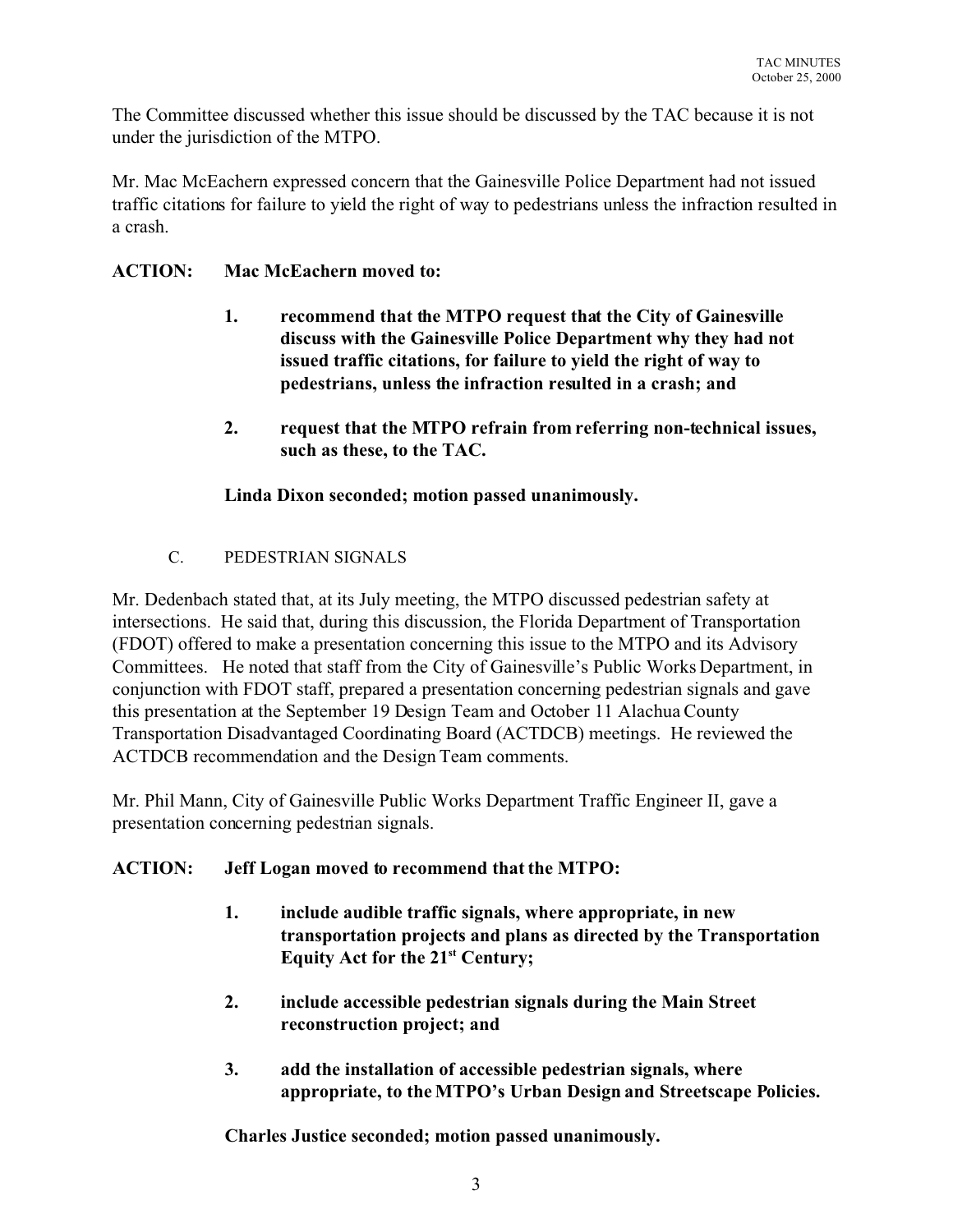The Committee discussed whether this issue should be discussed by the TAC because it is not under the jurisdiction of the MTPO.

Mr. Mac McEachern expressed concern that the Gainesville Police Department had not issued traffic citations for failure to yield the right of way to pedestrians unless the infraction resulted in a crash.

**ACTION: Mac McEachern moved to:**

> **1. recommend that the MTPO request that the City of Gainesville discuss with the Gainesville Police Department why they had not issued traffic citations, for failure to yield the right of way to pedestrians, unless the infraction resulted in a crash; and**
>
> **2. request that the MTPO refrain from referring non-technical issues, such as these, to the TAC.**
>
> **Linda Dixon seconded; motion passed unanimously.**

C. PEDESTRIAN SIGNALS

Mr. Dedenbach stated that, at its July meeting, the MTPO discussed pedestrian safety at intersections. He said that, during this discussion, the Florida Department of Transportation (FDOT) offered to make a presentation concerning this issue to the MTPO and its Advisory Committees. He noted that staff from the City of Gainesville's Public Works Department, in conjunction with FDOT staff, prepared a presentation concerning pedestrian signals and gave this presentation at the September 19 Design Team and October 11 Alachua County Transportation Disadvantaged Coordinating Board (ACTDCB) meetings. He reviewed the ACTDCB recommendation and the Design Team comments.

Mr. Phil Mann, City of Gainesville Public Works Department Traffic Engineer II, gave a presentation concerning pedestrian signals.

**ACTION: Jeff Logan moved to recommend that the MTPO:**

> **1. include audible traffic signals, where appropriate, in new transportation projects and plans as directed by the Transportation Equity Act for the 21st Century;**
>
> **2. include accessible pedestrian signals during the Main Street reconstruction project; and**
>
> **3. add the installation of accessible pedestrian signals, where appropriate, to the MTPO's Urban Design and Streetscape Policies.**
>
> **Charles Justice seconded; motion passed unanimously.**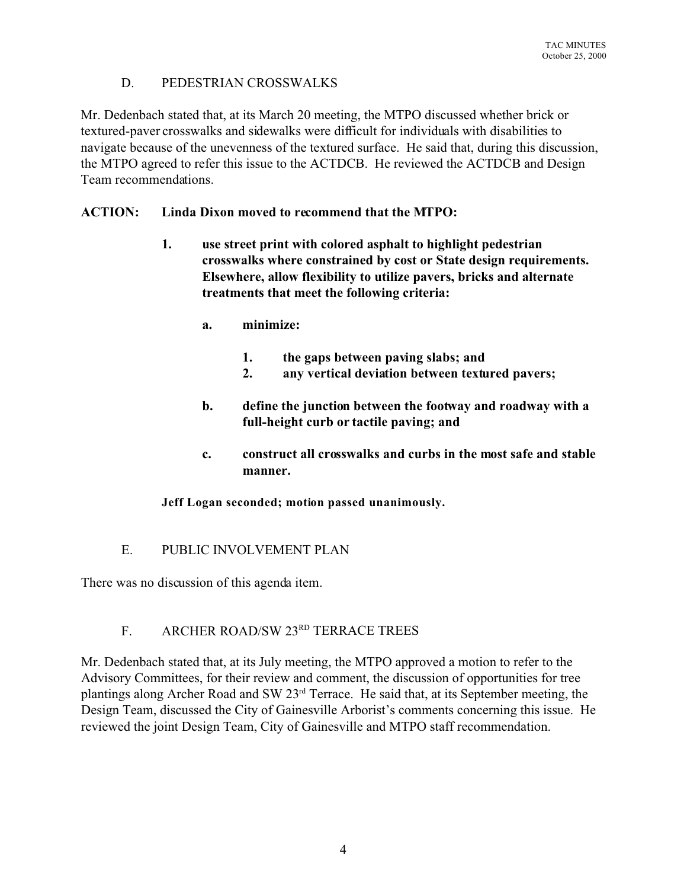### D. PEDESTRIAN CROSSWALKS

Mr. Dedenbach stated that, at its March 20 meeting, the MTPO discussed whether brick or textured-paver crosswalks and sidewalks were difficult for individuals with disabilities to navigate because of the unevenness of the textured surface. He said that, during this discussion, the MTPO agreed to refer this issue to the ACTDCB. He reviewed the ACTDCB and Design Team recommendations.

**ACTION: Linda Dixon moved to recommend that the MTPO:**

> **1. use street print with colored asphalt to highlight pedestrian crosswalks where constrained by cost or State design requirements. Elsewhere, allow flexibility to utilize pavers, bricks and alternate treatments that meet the following criteria:**
>
> > **a. minimize:**
> >
> > > **1. the gaps between paving slabs; and**
> > > **2. any vertical deviation between textured pavers;**
> >
> > **b. define the junction between the footway and roadway with a full-height curb or tactile paving; and**
> >
> > **c. construct all crosswalks and curbs in the most safe and stable manner.**
>
> **Jeff Logan seconded; motion passed unanimously.**

### E. PUBLIC INVOLVEMENT PLAN

There was no discussion of this agenda item.

### F. ARCHER ROAD/SW 23RD TERRACE TREES

Mr. Dedenbach stated that, at its July meeting, the MTPO approved a motion to refer to the Advisory Committees, for their review and comment, the discussion of opportunities for tree plantings along Archer Road and SW 23rd Terrace. He said that, at its September meeting, the Design Team, discussed the City of Gainesville Arborist's comments concerning this issue. He reviewed the joint Design Team, City of Gainesville and MTPO staff recommendation.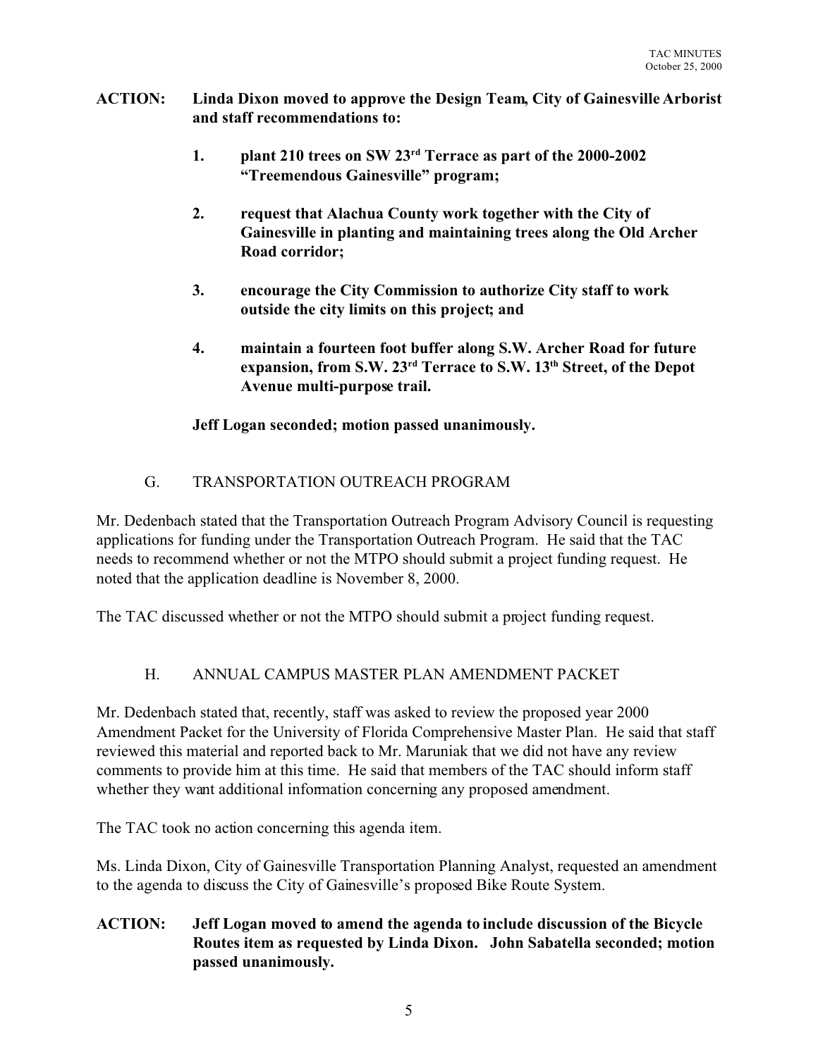**ACTION: Linda Dixon moved to approve the Design Team, City of Gainesville Arborist and staff recommendations to:**

1. **plant 210 trees on SW 23rd Terrace as part of the 2000-2002 "Treemendous Gainesville" program;**

2. **request that Alachua County work together with the City of Gainesville in planting and maintaining trees along the Old Archer Road corridor;**

3. **encourage the City Commission to authorize City staff to work outside the city limits on this project; and**

4. **maintain a fourteen foot buffer along S.W. Archer Road for future expansion, from S.W. 23rd Terrace to S.W. 13th Street, of the Depot Avenue multi-purpose trail.**

**Jeff Logan seconded; motion passed unanimously.**

## G. TRANSPORTATION OUTREACH PROGRAM

Mr. Dedenbach stated that the Transportation Outreach Program Advisory Council is requesting applications for funding under the Transportation Outreach Program. He said that the TAC needs to recommend whether or not the MTPO should submit a project funding request. He noted that the application deadline is November 8, 2000.

The TAC discussed whether or not the MTPO should submit a project funding request.

## H. ANNUAL CAMPUS MASTER PLAN AMENDMENT PACKET

Mr. Dedenbach stated that, recently, staff was asked to review the proposed year 2000 Amendment Packet for the University of Florida Comprehensive Master Plan. He said that staff reviewed this material and reported back to Mr. Maruniak that we did not have any review comments to provide him at this time. He said that members of the TAC should inform staff whether they want additional information concerning any proposed amendment.

The TAC took no action concerning this agenda item.

Ms. Linda Dixon, City of Gainesville Transportation Planning Analyst, requested an amendment to the agenda to discuss the City of Gainesville's proposed Bike Route System.

**ACTION: Jeff Logan moved to amend the agenda to include discussion of the Bicycle Routes item as requested by Linda Dixon. John Sabatella seconded; motion passed unanimously.**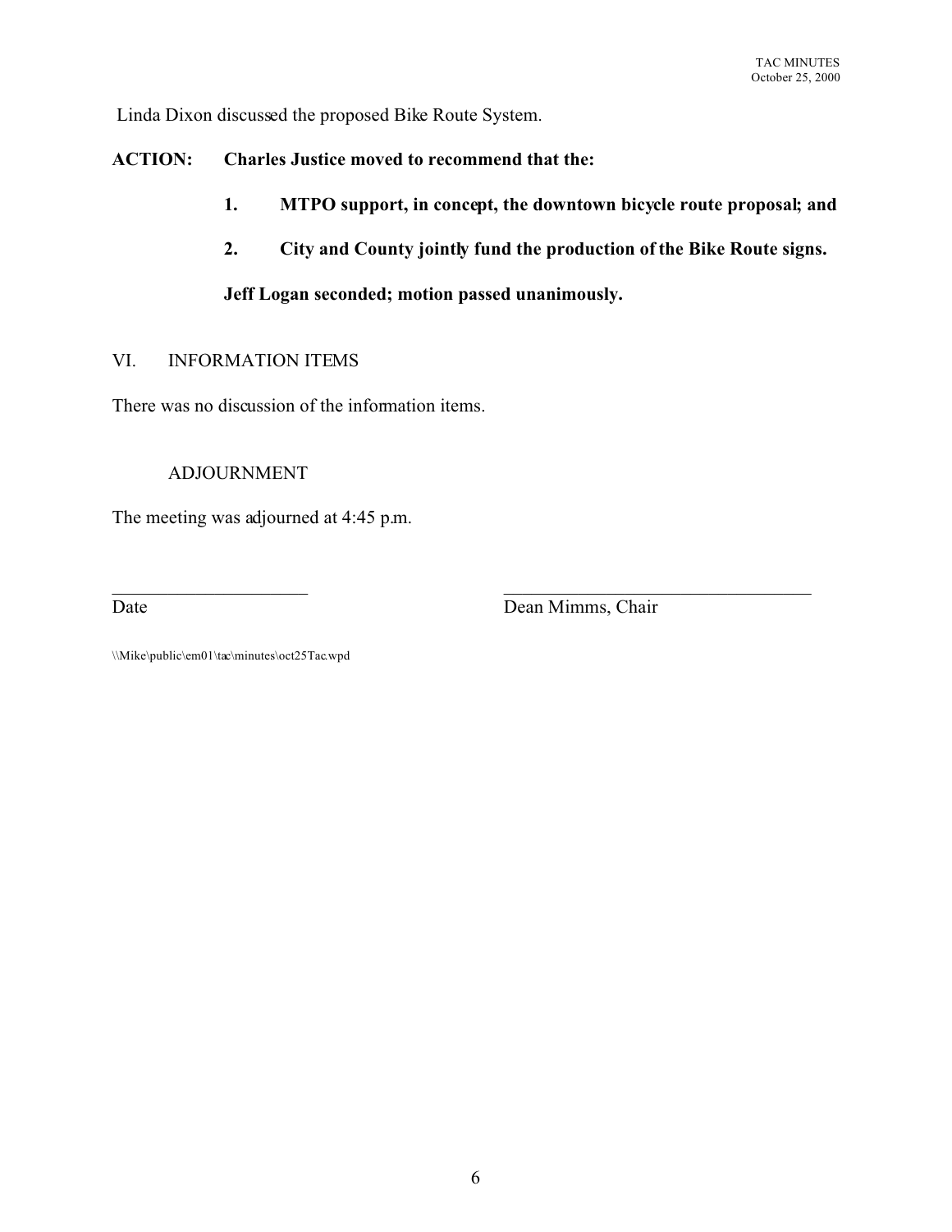Linda Dixon discussed the proposed Bike Route System.

**ACTION: Charles Justice moved to recommend that the:**

1. **MTPO support, in concept, the downtown bicycle route proposal; and**
2. **City and County jointly fund the production of the Bike Route signs.**

**Jeff Logan seconded; motion passed unanimously.**

## VI. INFORMATION ITEMS

There was no discussion of the information items.

## ADJOURNMENT

The meeting was adjourned at 4:45 p.m.

______________________ ______________________________

Date Dean Mimms, Chair

\\Mike\public\em01\tac\minutes\oct25Tac.wpd